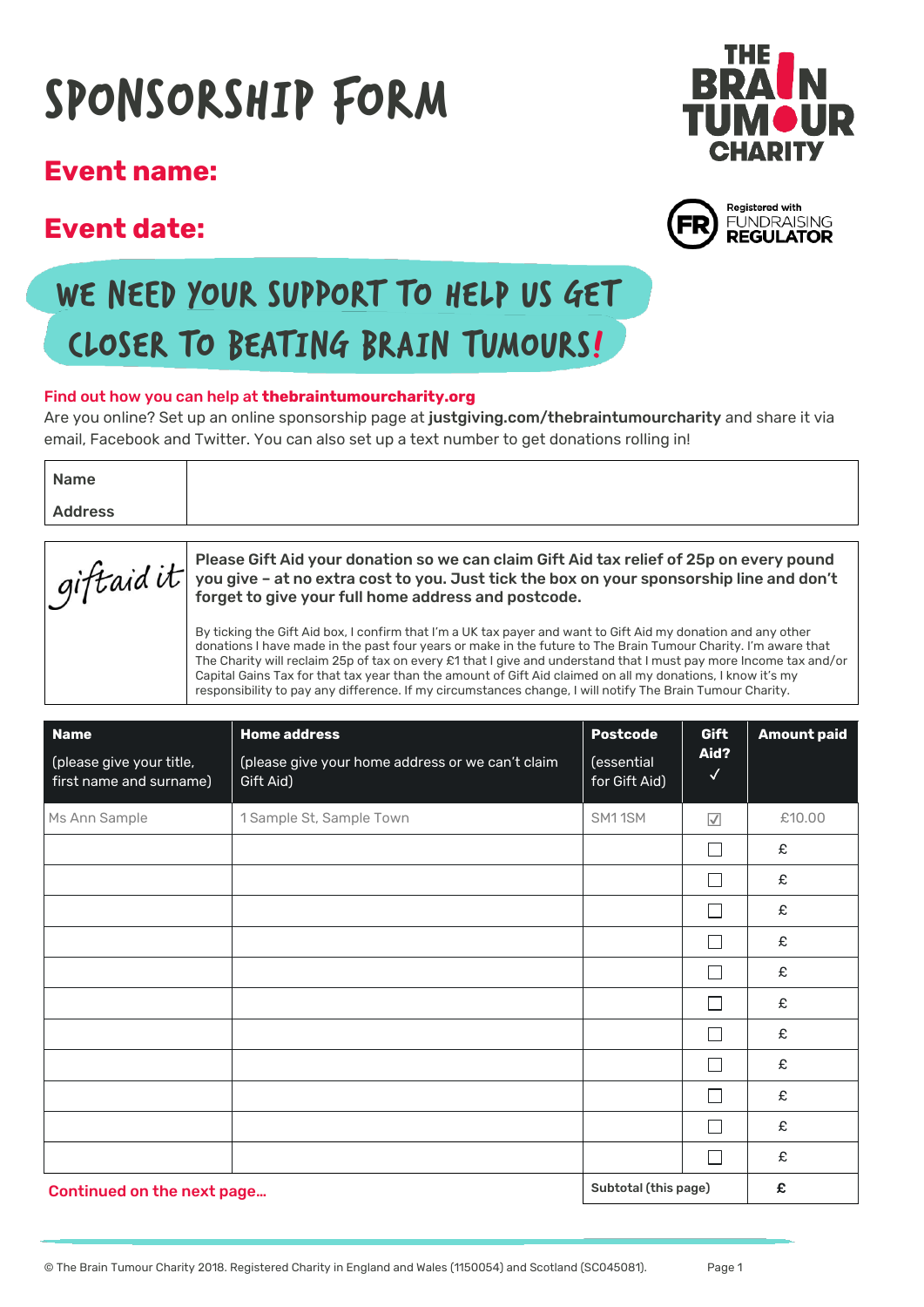# SPONSORSHIP FORM

## Event name:

## Event date:

THE BRAIN TUMOUR CHARITY

Registered with FUNDRAISING REGULATOR

## WE NEED YOUR SUPPORT TO HELP US GET CLOSER TO BEATING BRAIN TUMOURS!

**Find out how you can help at thebraintumourcharity.org**

Are you online? Set up an online sponsorship page at **justgiving.com/thebraintumourcharity** and share it via email, Facebook and Twitter. You can also set up a text number to get donations rolling in!

| **Name** | |
|---|---|
| **Address** | |

*giftaid it*

**Please Gift Aid your donation so we can claim Gift Aid tax relief of 25p on every pound you give – at no extra cost to you. Just tick the box on your sponsorship line and don't forget to give your full home address and postcode.**

By ticking the Gift Aid box, I confirm that I'm a UK tax payer and want to Gift Aid my donation and any other donations I have made in the past four years or make in the future to The Brain Tumour Charity. I'm aware that The Charity will reclaim 25p of tax on every £1 that I give and understand that I must pay more Income tax and/or Capital Gains Tax for that tax year than the amount of Gift Aid claimed on all my donations, I know it's my responsibility to pay any difference. If my circumstances change, I will notify The Brain Tumour Charity.

| **Name** (please give your title, first name and surname) | **Home address** (please give your home address or we can't claim Gift Aid) | **Postcode** (essential for Gift Aid) | **Gift Aid?** ✓ | **Amount paid** |
|---|---|---|---|---|
| Ms Ann Sample | 1 Sample St, Sample Town | SM1 1SM | ☑ | £10.00 |
| | | | ☐ | £ |
| | | | ☐ | £ |
| | | | ☐ | £ |
| | | | ☐ | £ |
| | | | ☐ | £ |
| | | | ☐ | £ |
| | | | ☐ | £ |
| | | | ☐ | £ |
| | | | ☐ | £ |
| | | | ☐ | £ |
| | | | ☐ | £ |
| | | Subtotal (this page) | | £ |

**Continued on the next page…**

© The Brain Tumour Charity 2018. Registered Charity in England and Wales (1150054) and Scotland (SC045081).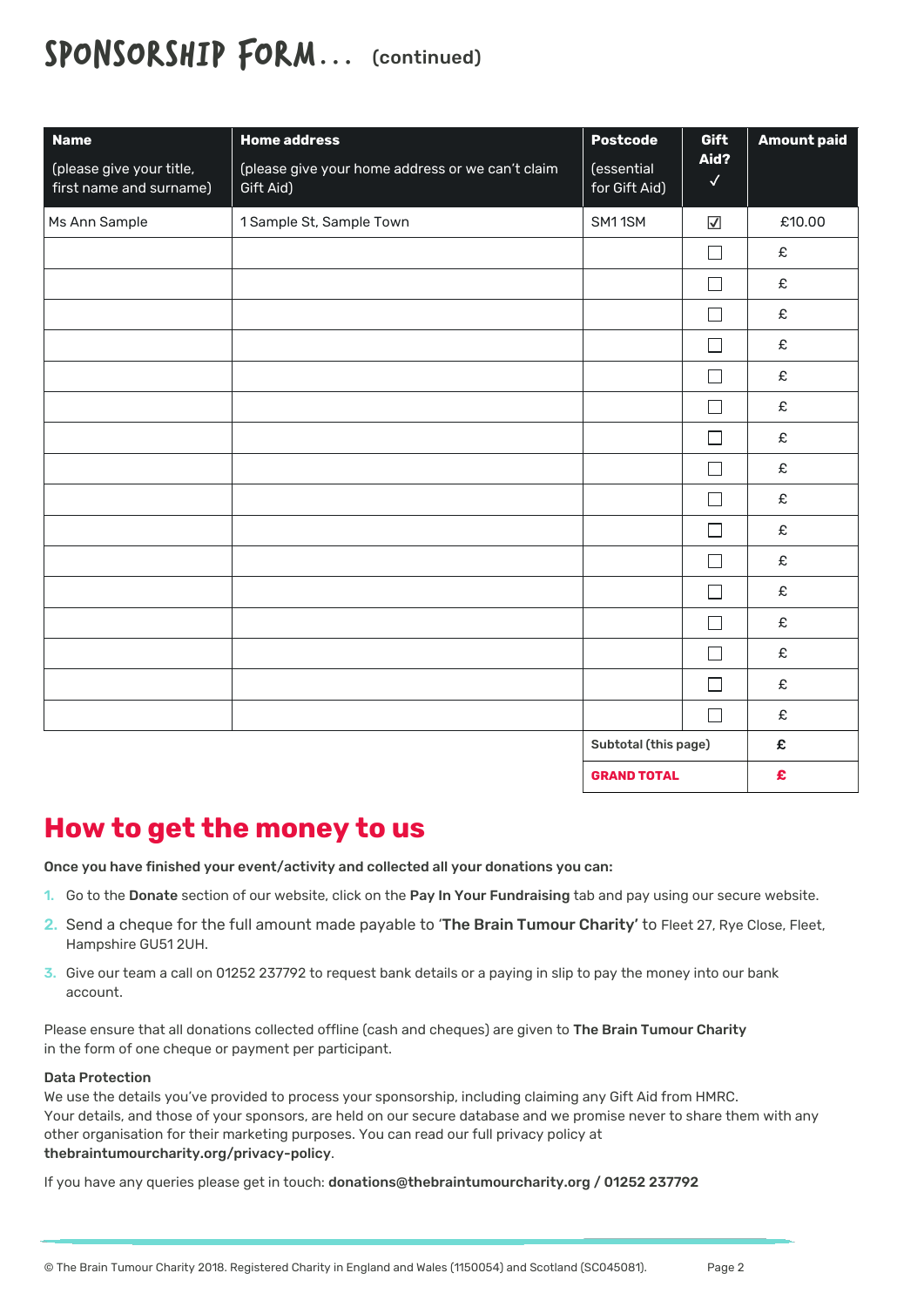# SPONSORSHIP FORM... (continued)

| **Name** (please give your title, first name and surname) | **Home address** (please give your home address or we can't claim Gift Aid) | **Postcode** (essential for Gift Aid) | **Gift Aid? ✓** | **Amount paid** |
|---|---|---|---|---|
| Ms Ann Sample | 1 Sample St, Sample Town | SM1 1SM | ☑ | £10.00 |
| | | | ☐ | £ |
| | | | ☐ | £ |
| | | | ☐ | £ |
| | | | ☐ | £ |
| | | | ☐ | £ |
| | | | ☐ | £ |
| | | | ☐ | £ |
| | | | ☐ | £ |
| | | | ☐ | £ |
| | | | ☐ | £ |
| | | | ☐ | £ |
| | | | ☐ | £ |
| | | | ☐ | £ |
| | | | ☐ | £ |
| | | | ☐ | £ |
| | | | ☐ | £ |
| | | **Subtotal (this page)** | | **£** |
| | | **GRAND TOTAL** | | **£** |

## How to get the money to us

**Once you have finished your event/activity and collected all your donations you can:**

1. Go to the **Donate** section of our website, click on the **Pay In Your Fundraising** tab and pay using our secure website.
2. Send a cheque for the full amount made payable to '**The Brain Tumour Charity**' to Fleet 27, Rye Close, Fleet, Hampshire GU51 2UH.
3. Give our team a call on 01252 237792 to request bank details or a paying in slip to pay the money into our bank account.

Please ensure that all donations collected offline (cash and cheques) are given to **The Brain Tumour Charity** in the form of one cheque or payment per participant.

**Data Protection**
We use the details you've provided to process your sponsorship, including claiming any Gift Aid from HMRC. Your details, and those of your sponsors, are held on our secure database and we promise never to share them with any other organisation for their marketing purposes. You can read our full privacy policy at **thebraintumourcharity.org/privacy-policy**.

If you have any queries please get in touch: **donations@thebraintumourcharity.org / 01252 237792**

© The Brain Tumour Charity 2018. Registered Charity in England and Wales (1150054) and Scotland (SC045081).